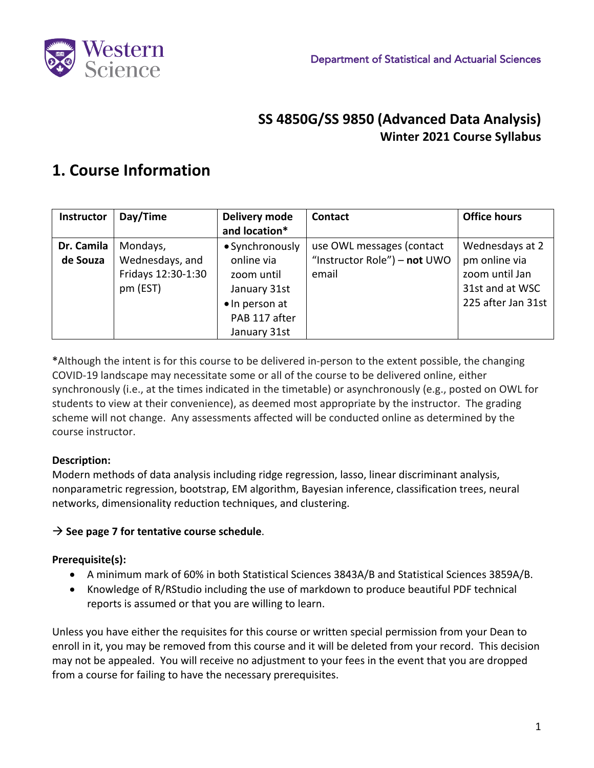Department of Statistical and Actuarial Sciences

# SS 4850G/SS 9850 (Advanced Data Analysis)

**Winter 2021 Course Syllabus**

## 1. Course Information

| Instructor | Day/Time | Delivery mode and location* | Contact | Office hours |
|---|---|---|---|---|
| **Dr. Camila de Souza** | Mondays, Wednesdays, and Fridays 12:30-1:30 pm (EST) | • Synchronously online via zoom until January 31st<br>• In person at PAB 117 after January 31st | use OWL messages (contact "Instructor Role") – **not** UWO email | Wednesdays at 2 pm online via zoom until Jan 31st and at WSC 225 after Jan 31st |

**\***Although the intent is for this course to be delivered in-person to the extent possible, the changing COVID-19 landscape may necessitate some or all of the course to be delivered online, either synchronously (i.e., at the times indicated in the timetable) or asynchronously (e.g., posted on OWL for students to view at their convenience), as deemed most appropriate by the instructor. The grading scheme will not change. Any assessments affected will be conducted online as determined by the course instructor.

**Description:**
Modern methods of data analysis including ridge regression, lasso, linear discriminant analysis, nonparametric regression, bootstrap, EM algorithm, Bayesian inference, classification trees, neural networks, dimensionality reduction techniques, and clustering.

→ **See page 7 for tentative course schedule**.

**Prerequisite(s):**

- A minimum mark of 60% in both Statistical Sciences 3843A/B and Statistical Sciences 3859A/B.
- Knowledge of R/RStudio including the use of markdown to produce beautiful PDF technical reports is assumed or that you are willing to learn.

Unless you have either the requisites for this course or written special permission from your Dean to enroll in it, you may be removed from this course and it will be deleted from your record. This decision may not be appealed. You will receive no adjustment to your fees in the event that you are dropped from a course for failing to have the necessary prerequisites.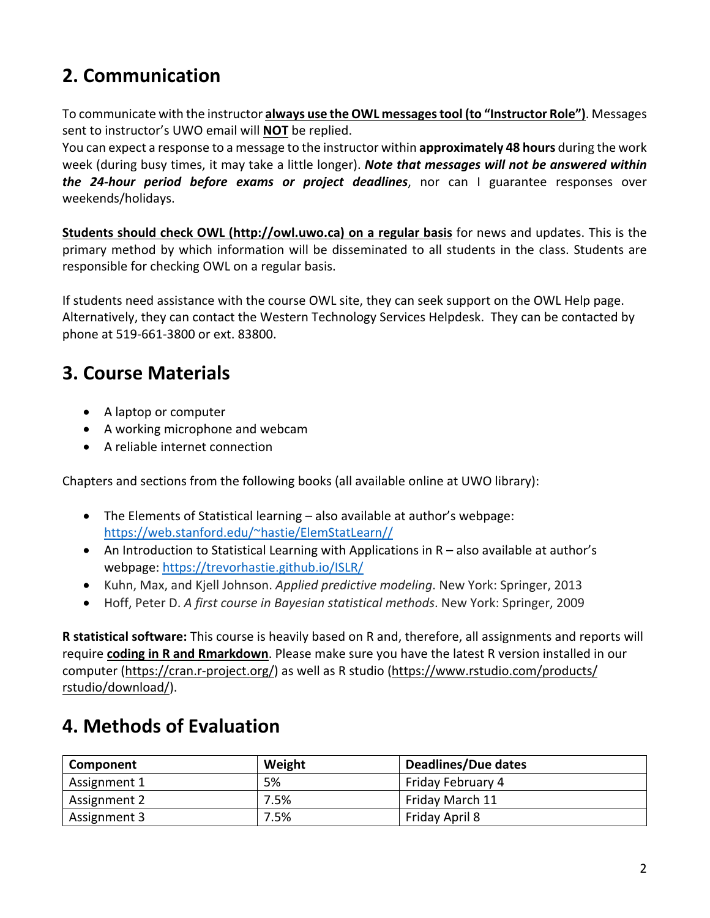## 2. Communication

To communicate with the instructor **always use the OWL messages tool (to "Instructor Role")**. Messages sent to instructor's UWO email will **NOT** be replied.
You can expect a response to a message to the instructor within **approximately 48 hours** during the work week (during busy times, it may take a little longer). ***Note that messages will not be answered within the 24-hour period before exams or project deadlines***, nor can I guarantee responses over weekends/holidays.

**Students should check OWL (http://owl.uwo.ca) on a regular basis** for news and updates. This is the primary method by which information will be disseminated to all students in the class. Students are responsible for checking OWL on a regular basis.

If students need assistance with the course OWL site, they can seek support on the OWL Help page. Alternatively, they can contact the Western Technology Services Helpdesk. They can be contacted by phone at 519-661-3800 or ext. 83800.

## 3. Course Materials

- A laptop or computer
- A working microphone and webcam
- A reliable internet connection

Chapters and sections from the following books (all available online at UWO library):

- The Elements of Statistical learning – also available at author's webpage: https://web.stanford.edu/~hastie/ElemStatLearn//
- An Introduction to Statistical Learning with Applications in R – also available at author's webpage: https://trevorhastie.github.io/ISLR/
- Kuhn, Max, and Kjell Johnson. *Applied predictive modeling*. New York: Springer, 2013
- Hoff, Peter D. *A first course in Bayesian statistical methods*. New York: Springer, 2009

**R statistical software:** This course is heavily based on R and, therefore, all assignments and reports will require **coding in R and Rmarkdown**. Please make sure you have the latest R version installed in our computer (https://cran.r-project.org/) as well as R studio (https://www.rstudio.com/products/rstudio/download/).

## 4. Methods of Evaluation

| Component | Weight | Deadlines/Due dates |
|---|---|---|
| Assignment 1 | 5% | Friday February 4 |
| Assignment 2 | 7.5% | Friday March 11 |
| Assignment 3 | 7.5% | Friday April 8 |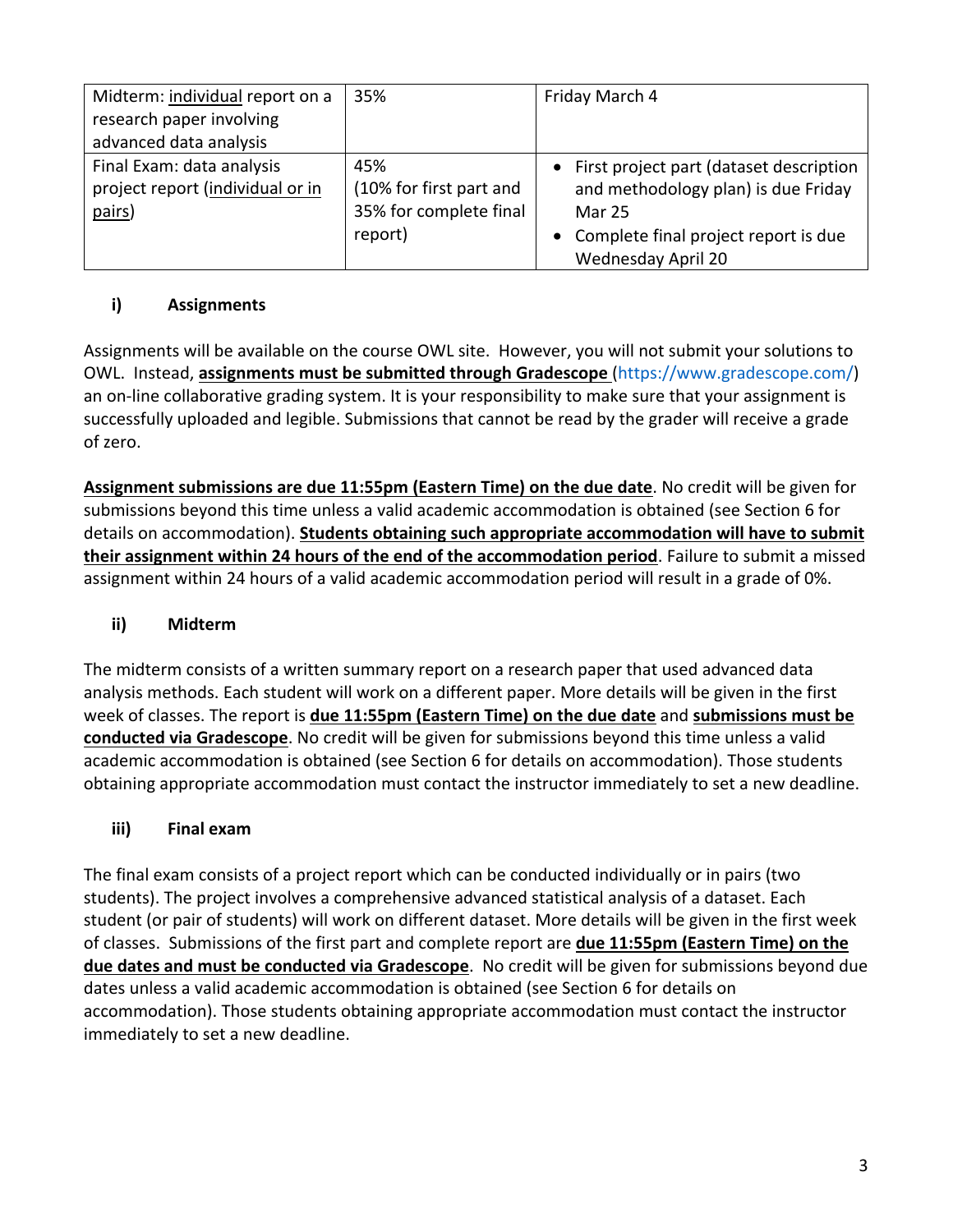| Midterm: individual report on a research paper involving advanced data analysis | 35% | Friday March 4 |
|---|---|---|
| Final Exam: data analysis project report (individual or in pairs) | 45% (10% for first part and 35% for complete final report) | • First project part (dataset description and methodology plan) is due Friday Mar 25 <br> • Complete final project report is due Wednesday April 20 |

### i) Assignments

Assignments will be available on the course OWL site. However, you will not submit your solutions to OWL. Instead, **assignments must be submitted through Gradescope** (https://www.gradescope.com/) an on-line collaborative grading system. It is your responsibility to make sure that your assignment is successfully uploaded and legible. Submissions that cannot be read by the grader will receive a grade of zero.

**Assignment submissions are due 11:55pm (Eastern Time) on the due date**. No credit will be given for submissions beyond this time unless a valid academic accommodation is obtained (see Section 6 for details on accommodation). **Students obtaining such appropriate accommodation will have to submit their assignment within 24 hours of the end of the accommodation period**. Failure to submit a missed assignment within 24 hours of a valid academic accommodation period will result in a grade of 0%.

### ii) Midterm

The midterm consists of a written summary report on a research paper that used advanced data analysis methods. Each student will work on a different paper. More details will be given in the first week of classes. The report is **due 11:55pm (Eastern Time) on the due date** and **submissions must be conducted via Gradescope**. No credit will be given for submissions beyond this time unless a valid academic accommodation is obtained (see Section 6 for details on accommodation). Those students obtaining appropriate accommodation must contact the instructor immediately to set a new deadline.

### iii) Final exam

The final exam consists of a project report which can be conducted individually or in pairs (two students). The project involves a comprehensive advanced statistical analysis of a dataset. Each student (or pair of students) will work on different dataset. More details will be given in the first week of classes. Submissions of the first part and complete report are **due 11:55pm (Eastern Time) on the due dates and must be conducted via Gradescope**. No credit will be given for submissions beyond due dates unless a valid academic accommodation is obtained (see Section 6 for details on accommodation). Those students obtaining appropriate accommodation must contact the instructor immediately to set a new deadline.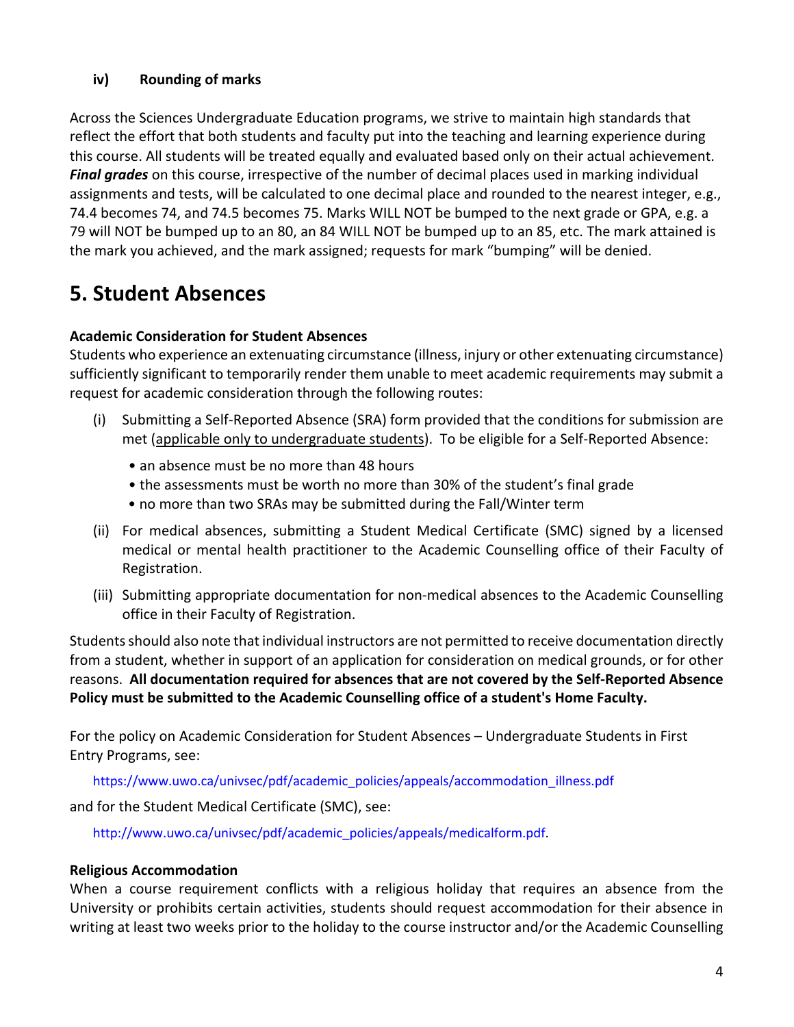### iv) Rounding of marks

Across the Sciences Undergraduate Education programs, we strive to maintain high standards that reflect the effort that both students and faculty put into the teaching and learning experience during this course. All students will be treated equally and evaluated based only on their actual achievement. ***Final grades*** on this course, irrespective of the number of decimal places used in marking individual assignments and tests, will be calculated to one decimal place and rounded to the nearest integer, e.g., 74.4 becomes 74, and 74.5 becomes 75. Marks WILL NOT be bumped to the next grade or GPA, e.g. a 79 will NOT be bumped up to an 80, an 84 WILL NOT be bumped up to an 85, etc. The mark attained is the mark you achieved, and the mark assigned; requests for mark "bumping" will be denied.

## 5. Student Absences

**Academic Consideration for Student Absences**

Students who experience an extenuating circumstance (illness, injury or other extenuating circumstance) sufficiently significant to temporarily render them unable to meet academic requirements may submit a request for academic consideration through the following routes:

(i) Submitting a Self-Reported Absence (SRA) form provided that the conditions for submission are met (applicable only to undergraduate students). To be eligible for a Self-Reported Absence:

- an absence must be no more than 48 hours
- the assessments must be worth no more than 30% of the student's final grade
- no more than two SRAs may be submitted during the Fall/Winter term

(ii) For medical absences, submitting a Student Medical Certificate (SMC) signed by a licensed medical or mental health practitioner to the Academic Counselling office of their Faculty of Registration.

(iii) Submitting appropriate documentation for non-medical absences to the Academic Counselling office in their Faculty of Registration.

Students should also note that individual instructors are not permitted to receive documentation directly from a student, whether in support of an application for consideration on medical grounds, or for other reasons. **All documentation required for absences that are not covered by the Self-Reported Absence Policy must be submitted to the Academic Counselling office of a student's Home Faculty.**

For the policy on Academic Consideration for Student Absences – Undergraduate Students in First Entry Programs, see:

https://www.uwo.ca/univsec/pdf/academic_policies/appeals/accommodation_illness.pdf

and for the Student Medical Certificate (SMC), see:

http://www.uwo.ca/univsec/pdf/academic_policies/appeals/medicalform.pdf.

**Religious Accommodation**

When a course requirement conflicts with a religious holiday that requires an absence from the University or prohibits certain activities, students should request accommodation for their absence in writing at least two weeks prior to the holiday to the course instructor and/or the Academic Counselling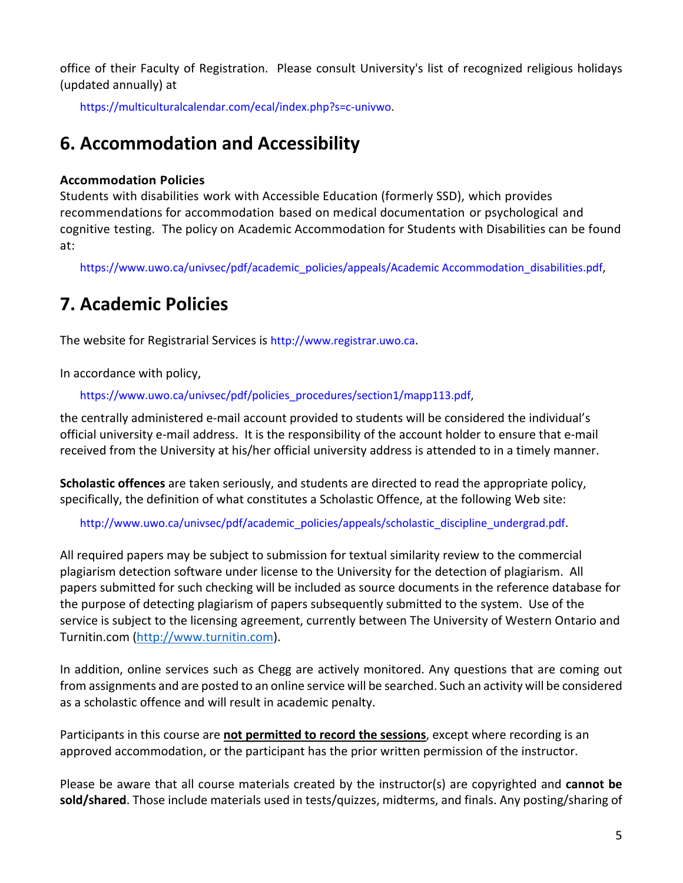office of their Faculty of Registration. Please consult University's list of recognized religious holidays (updated annually) at

https://multiculturalcalendar.com/ecal/index.php?s=c-univwo.

## 6. Accommodation and Accessibility

**Accommodation Policies**
Students with disabilities work with Accessible Education (formerly SSD), which provides recommendations for accommodation based on medical documentation or psychological and cognitive testing. The policy on Academic Accommodation for Students with Disabilities can be found at:

https://www.uwo.ca/univsec/pdf/academic_policies/appeals/Academic Accommodation_disabilities.pdf,

## 7. Academic Policies

The website for Registrarial Services is http://www.registrar.uwo.ca.

In accordance with policy,

https://www.uwo.ca/univsec/pdf/policies_procedures/section1/mapp113.pdf,

the centrally administered e-mail account provided to students will be considered the individual's official university e-mail address. It is the responsibility of the account holder to ensure that e-mail received from the University at his/her official university address is attended to in a timely manner.

**Scholastic offences** are taken seriously, and students are directed to read the appropriate policy, specifically, the definition of what constitutes a Scholastic Offence, at the following Web site:

http://www.uwo.ca/univsec/pdf/academic_policies/appeals/scholastic_discipline_undergrad.pdf.

All required papers may be subject to submission for textual similarity review to the commercial plagiarism detection software under license to the University for the detection of plagiarism. All papers submitted for such checking will be included as source documents in the reference database for the purpose of detecting plagiarism of papers subsequently submitted to the system. Use of the service is subject to the licensing agreement, currently between The University of Western Ontario and Turnitin.com (http://www.turnitin.com).

In addition, online services such as Chegg are actively monitored. Any questions that are coming out from assignments and are posted to an online service will be searched. Such an activity will be considered as a scholastic offence and will result in academic penalty.

Participants in this course are **not permitted to record the sessions**, except where recording is an approved accommodation, or the participant has the prior written permission of the instructor.

Please be aware that all course materials created by the instructor(s) are copyrighted and **cannot be sold/shared**. Those include materials used in tests/quizzes, midterms, and finals. Any posting/sharing of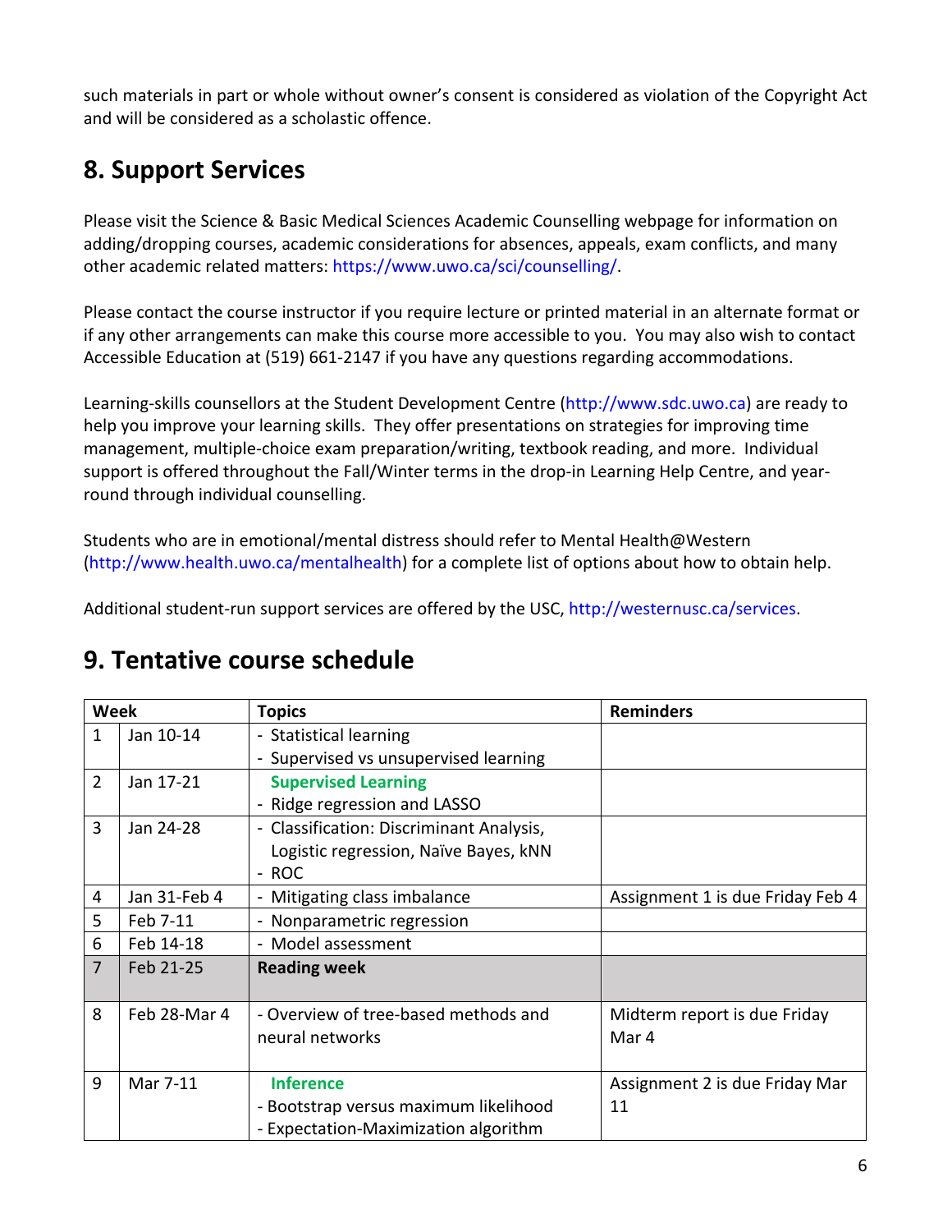such materials in part or whole without owner's consent is considered as violation of the Copyright Act and will be considered as a scholastic offence.

## 8. Support Services

Please visit the Science & Basic Medical Sciences Academic Counselling webpage for information on adding/dropping courses, academic considerations for absences, appeals, exam conflicts, and many other academic related matters: https://www.uwo.ca/sci/counselling/.

Please contact the course instructor if you require lecture or printed material in an alternate format or if any other arrangements can make this course more accessible to you. You may also wish to contact Accessible Education at (519) 661-2147 if you have any questions regarding accommodations.

Learning-skills counsellors at the Student Development Centre (http://www.sdc.uwo.ca) are ready to help you improve your learning skills. They offer presentations on strategies for improving time management, multiple-choice exam preparation/writing, textbook reading, and more. Individual support is offered throughout the Fall/Winter terms in the drop-in Learning Help Centre, and year-round through individual counselling.

Students who are in emotional/mental distress should refer to Mental Health@Western (http://www.health.uwo.ca/mentalhealth) for a complete list of options about how to obtain help.

Additional student-run support services are offered by the USC, http://westernusc.ca/services.

## 9. Tentative course schedule

| Week | | Topics | Reminders |
|---|---|---|---|
| 1 | Jan 10-14 | - Statistical learning<br>- Supervised vs unsupervised learning | |
| 2 | Jan 17-21 | **Supervised Learning**<br>- Ridge regression and LASSO | |
| 3 | Jan 24-28 | - Classification: Discriminant Analysis, Logistic regression, Naïve Bayes, kNN<br>- ROC | |
| 4 | Jan 31-Feb 4 | - Mitigating class imbalance | Assignment 1 is due Friday Feb 4 |
| 5 | Feb 7-11 | - Nonparametric regression | |
| 6 | Feb 14-18 | - Model assessment | |
| 7 | Feb 21-25 | **Reading week** | |
| 8 | Feb 28-Mar 4 | - Overview of tree-based methods and neural networks | Midterm report is due Friday Mar 4 |
| 9 | Mar 7-11 | **Inference**<br>- Bootstrap versus maximum likelihood<br>- Expectation-Maximization algorithm | Assignment 2 is due Friday Mar 11 |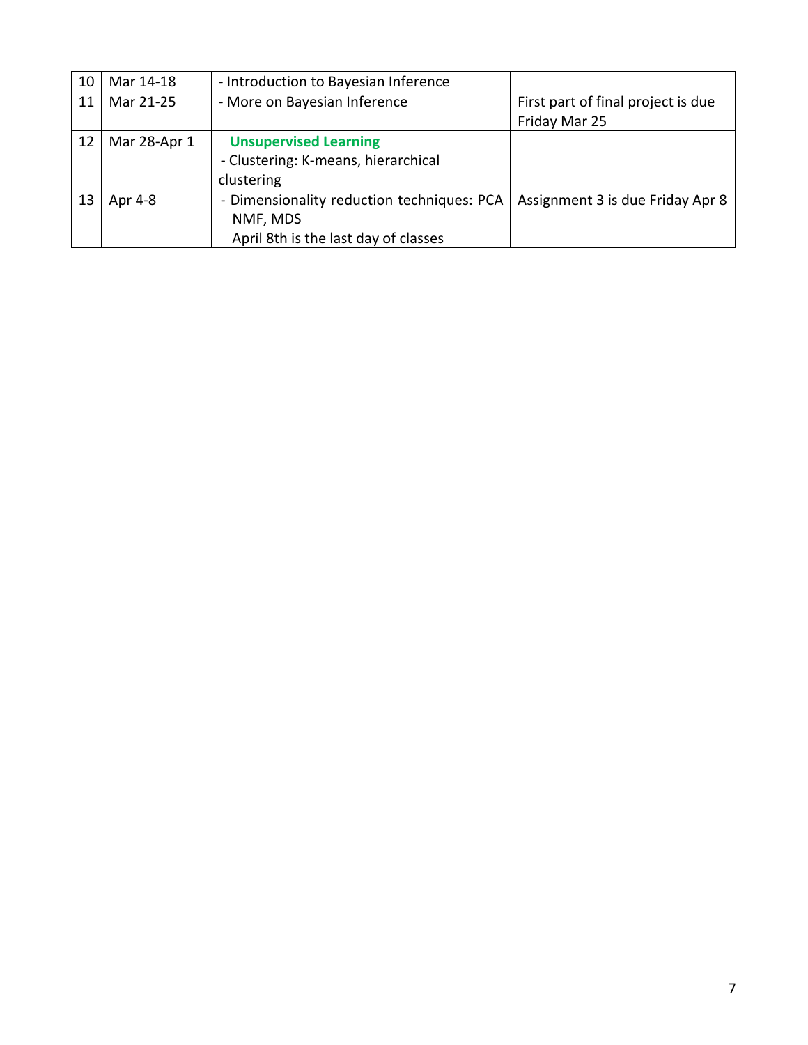| | | | |
|---|---|---|---|
| 10 | Mar 14-18 | - Introduction to Bayesian Inference | |
| 11 | Mar 21-25 | - More on Bayesian Inference | First part of final project is due Friday Mar 25 |
| 12 | Mar 28-Apr 1 | **Unsupervised Learning**<br>- Clustering: K-means, hierarchical clustering | |
| 13 | Apr 4-8 | - Dimensionality reduction techniques: PCA NMF, MDS<br>April 8th is the last day of classes | Assignment 3 is due Friday Apr 8 |